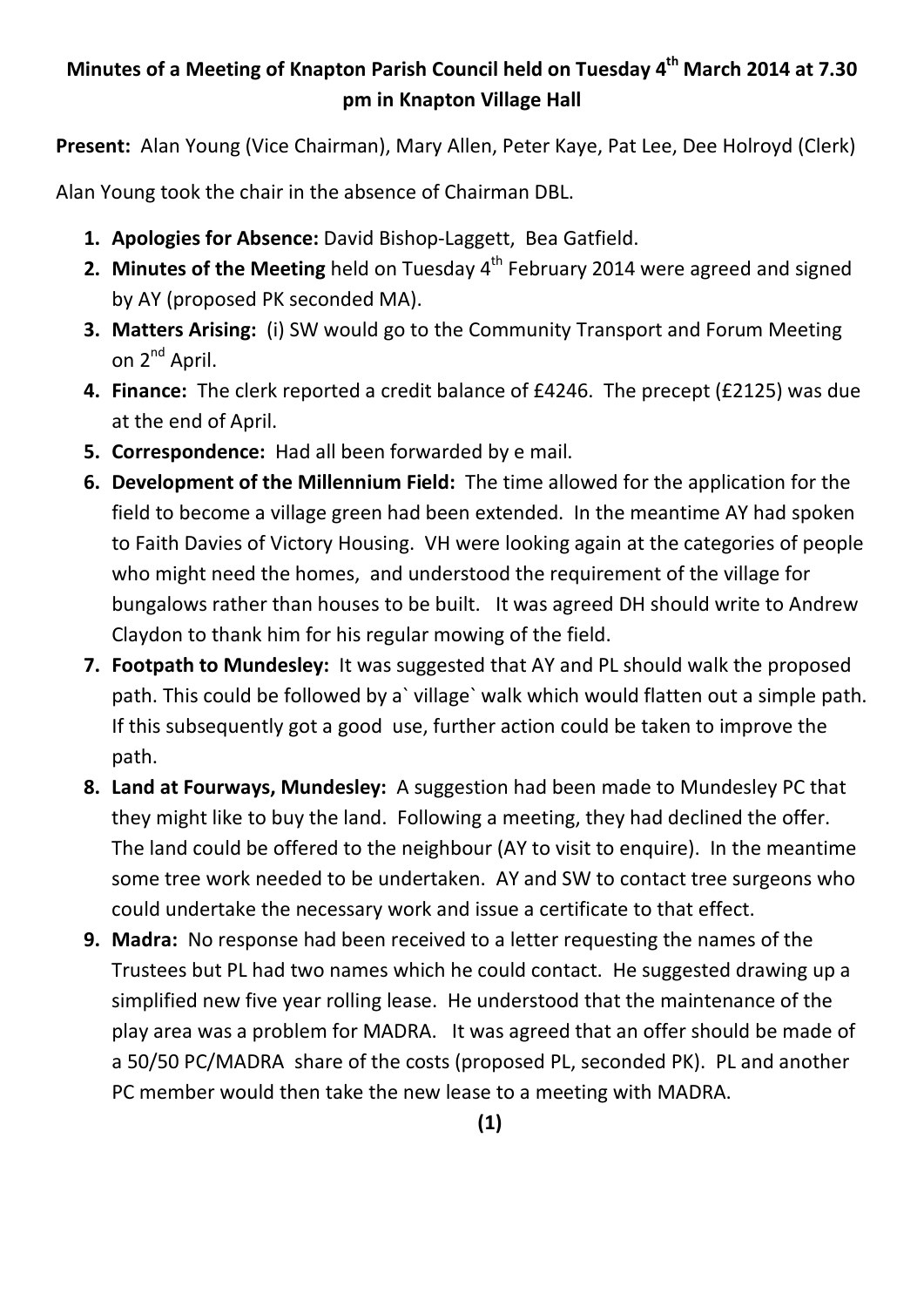# Minutes of a Meeting of Knapton Parish Council held on Tuesday 4th March 2014 at 7.30 pm in Knapton Village Hall

**Present:** Alan Young (Vice Chairman), Mary Allen, Peter Kaye, Pat Lee, Dee Holroyd (Clerk)

Alan Young took the chair in the absence of Chairman DBL.

1. **Apologies for Absence:** David Bishop-Laggett, Bea Gatfield.
2. **Minutes of the Meeting** held on Tuesday 4th February 2014 were agreed and signed by AY (proposed PK seconded MA).
3. **Matters Arising:** (i) SW would go to the Community Transport and Forum Meeting on 2nd April.
4. **Finance:** The clerk reported a credit balance of £4246. The precept (£2125) was due at the end of April.
5. **Correspondence:** Had all been forwarded by e mail.
6. **Development of the Millennium Field:** The time allowed for the application for the field to become a village green had been extended. In the meantime AY had spoken to Faith Davies of Victory Housing. VH were looking again at the categories of people who might need the homes, and understood the requirement of the village for bungalows rather than houses to be built. It was agreed DH should write to Andrew Claydon to thank him for his regular mowing of the field.
7. **Footpath to Mundesley:** It was suggested that AY and PL should walk the proposed path. This could be followed by a` village` walk which would flatten out a simple path. If this subsequently got a good use, further action could be taken to improve the path.
8. **Land at Fourways, Mundesley:** A suggestion had been made to Mundesley PC that they might like to buy the land. Following a meeting, they had declined the offer. The land could be offered to the neighbour (AY to visit to enquire). In the meantime some tree work needed to be undertaken. AY and SW to contact tree surgeons who could undertake the necessary work and issue a certificate to that effect.
9. **Madra:** No response had been received to a letter requesting the names of the Trustees but PL had two names which he could contact. He suggested drawing up a simplified new five year rolling lease. He understood that the maintenance of the play area was a problem for MADRA. It was agreed that an offer should be made of a 50/50 PC/MADRA share of the costs (proposed PL, seconded PK). PL and another PC member would then take the new lease to a meeting with MADRA.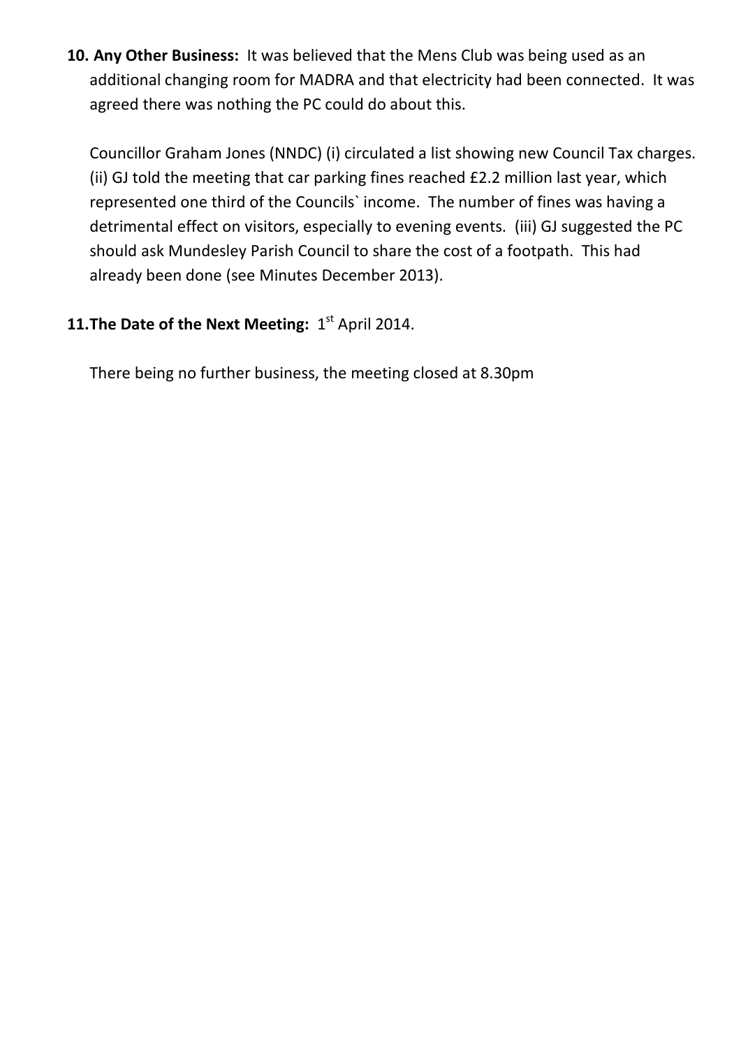**10. Any Other Business:** It was believed that the Mens Club was being used as an additional changing room for MADRA and that electricity had been connected. It was agreed there was nothing the PC could do about this.

Councillor Graham Jones (NNDC) (i) circulated a list showing new Council Tax charges. (ii) GJ told the meeting that car parking fines reached £2.2 million last year, which represented one third of the Councils` income. The number of fines was having a detrimental effect on visitors, especially to evening events. (iii) GJ suggested the PC should ask Mundesley Parish Council to share the cost of a footpath. This had already been done (see Minutes December 2013).

**11. The Date of the Next Meeting:** 1st April 2014.

There being no further business, the meeting closed at 8.30pm